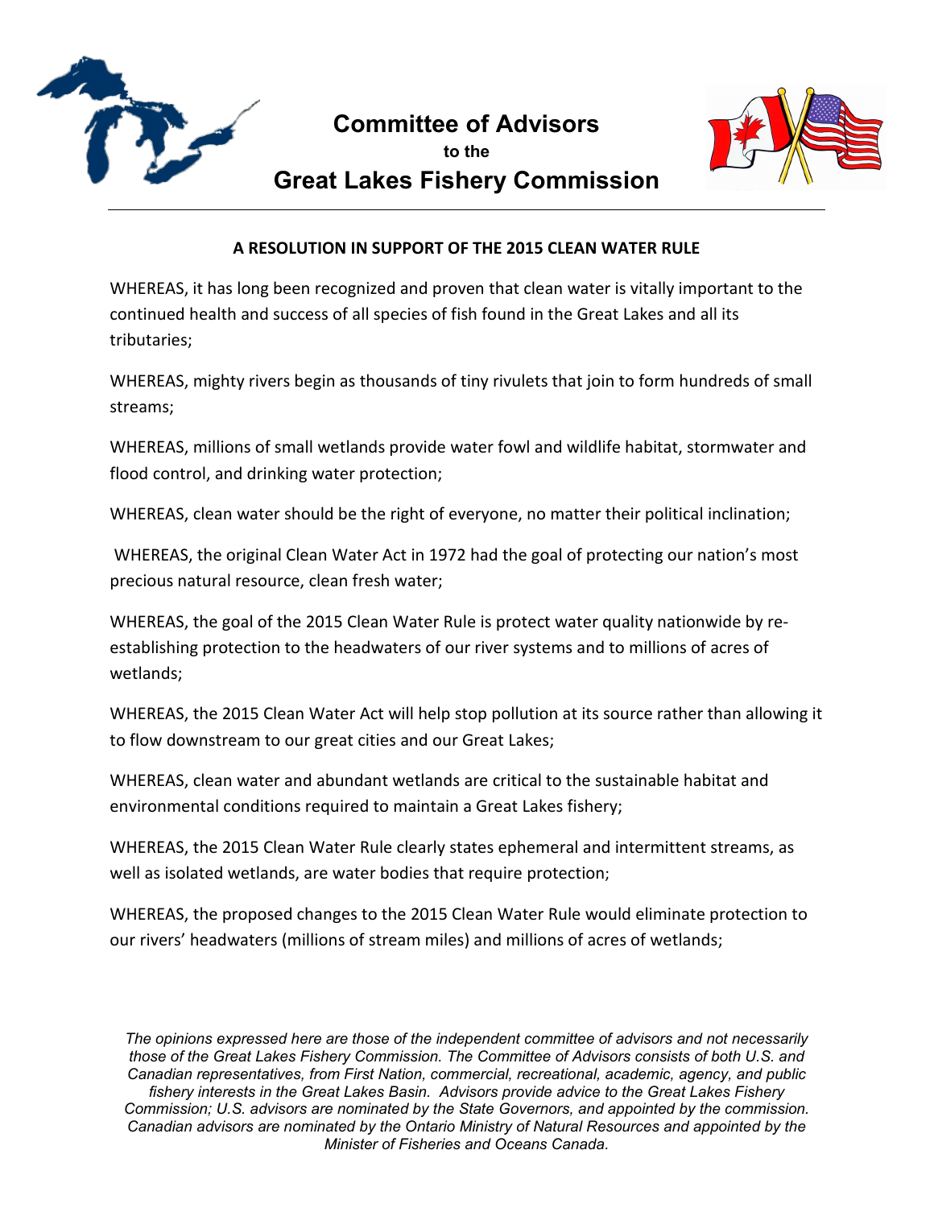# Committee of Advisors

**to the**

# Great Lakes Fishery Commission

---

**A RESOLUTION IN SUPPORT OF THE 2015 CLEAN WATER RULE**

WHEREAS, it has long been recognized and proven that clean water is vitally important to the continued health and success of all species of fish found in the Great Lakes and all its tributaries;

WHEREAS, mighty rivers begin as thousands of tiny rivulets that join to form hundreds of small streams;

WHEREAS, millions of small wetlands provide water fowl and wildlife habitat, stormwater and flood control, and drinking water protection;

WHEREAS, clean water should be the right of everyone, no matter their political inclination;

WHEREAS, the original Clean Water Act in 1972 had the goal of protecting our nation's most precious natural resource, clean fresh water;

WHEREAS, the goal of the 2015 Clean Water Rule is protect water quality nationwide by re-establishing protection to the headwaters of our river systems and to millions of acres of wetlands;

WHEREAS, the 2015 Clean Water Act will help stop pollution at its source rather than allowing it to flow downstream to our great cities and our Great Lakes;

WHEREAS, clean water and abundant wetlands are critical to the sustainable habitat and environmental conditions required to maintain a Great Lakes fishery;

WHEREAS, the 2015 Clean Water Rule clearly states ephemeral and intermittent streams, as well as isolated wetlands, are water bodies that require protection;

WHEREAS, the proposed changes to the 2015 Clean Water Rule would eliminate protection to our rivers' headwaters (millions of stream miles) and millions of acres of wetlands;

*The opinions expressed here are those of the independent committee of advisors and not necessarily those of the Great Lakes Fishery Commission. The Committee of Advisors consists of both U.S. and Canadian representatives, from First Nation, commercial, recreational, academic, agency, and public fishery interests in the Great Lakes Basin. Advisors provide advice to the Great Lakes Fishery Commission; U.S. advisors are nominated by the State Governors, and appointed by the commission. Canadian advisors are nominated by the Ontario Ministry of Natural Resources and appointed by the Minister of Fisheries and Oceans Canada.*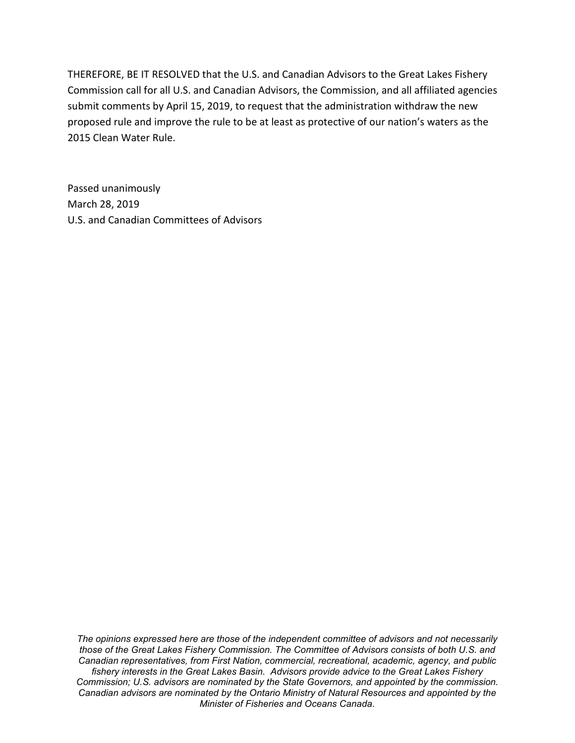THEREFORE, BE IT RESOLVED that the U.S. and Canadian Advisors to the Great Lakes Fishery Commission call for all U.S. and Canadian Advisors, the Commission, and all affiliated agencies submit comments by April 15, 2019, to request that the administration withdraw the new proposed rule and improve the rule to be at least as protective of our nation's waters as the 2015 Clean Water Rule.

Passed unanimously  
March 28, 2019  
U.S. and Canadian Committees of Advisors

*The opinions expressed here are those of the independent committee of advisors and not necessarily those of the Great Lakes Fishery Commission. The Committee of Advisors consists of both U.S. and Canadian representatives, from First Nation, commercial, recreational, academic, agency, and public fishery interests in the Great Lakes Basin. Advisors provide advice to the Great Lakes Fishery Commission; U.S. advisors are nominated by the State Governors, and appointed by the commission. Canadian advisors are nominated by the Ontario Ministry of Natural Resources and appointed by the Minister of Fisheries and Oceans Canada.*